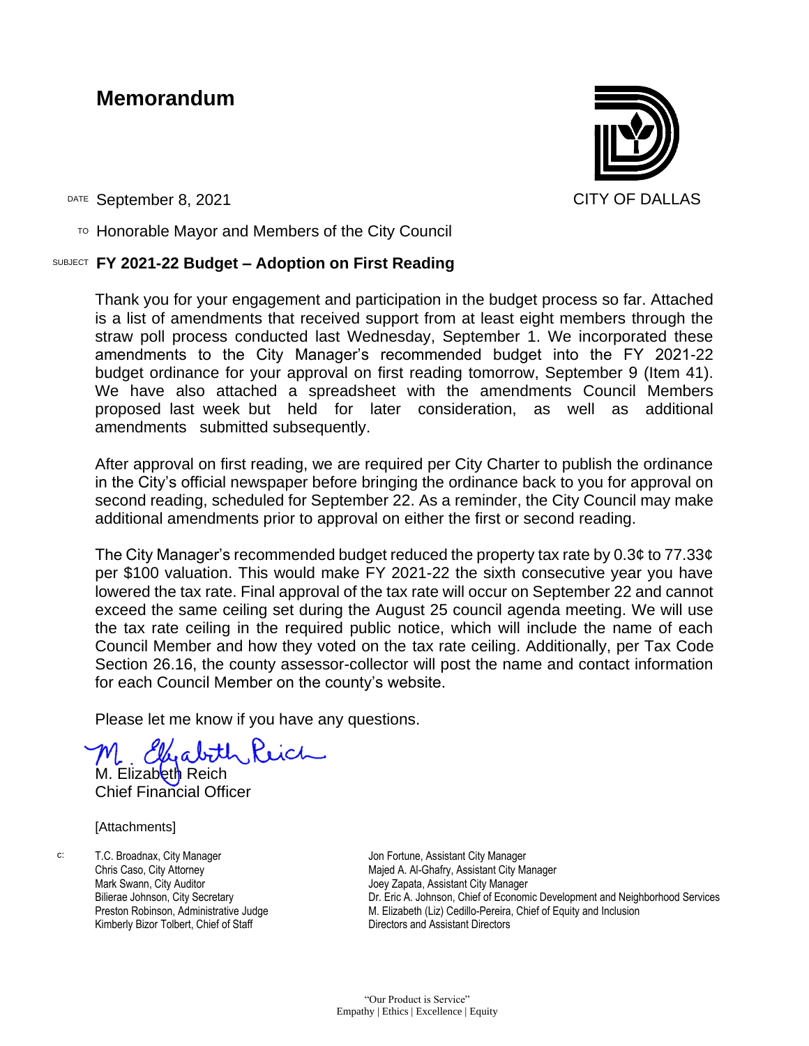# Memorandum

CITY OF DALLAS

DATE September 8, 2021

TO Honorable Mayor and Members of the City Council

SUBJECT **FY 2021-22 Budget – Adoption on First Reading**

Thank you for your engagement and participation in the budget process so far. Attached is a list of amendments that received support from at least eight members through the straw poll process conducted last Wednesday, September 1. We incorporated these amendments to the City Manager's recommended budget into the FY 2021-22 budget ordinance for your approval on first reading tomorrow, September 9 (Item 41). We have also attached a spreadsheet with the amendments Council Members proposed last week but held for later consideration, as well as additional amendments submitted subsequently.

After approval on first reading, we are required per City Charter to publish the ordinance in the City's official newspaper before bringing the ordinance back to you for approval on second reading, scheduled for September 22. As a reminder, the City Council may make additional amendments prior to approval on either the first or second reading.

The City Manager's recommended budget reduced the property tax rate by 0.3¢ to 77.33¢ per $100 valuation. This would make FY 2021-22 the sixth consecutive year you have lowered the tax rate. Final approval of the tax rate will occur on September 22 and cannot exceed the same ceiling set during the August 25 council agenda meeting. We will use the tax rate ceiling in the required public notice, which will include the name of each Council Member and how they voted on the tax rate ceiling. Additionally, per Tax Code Section 26.16, the county assessor-collector will post the name and contact information for each Council Member on the county's website.

Please let me know if you have any questions.

M. Elizabeth Reich
Chief Financial Officer

[Attachments]

c: T.C. Broadnax, City Manager
Chris Caso, City Attorney
Mark Swann, City Auditor
Bilierae Johnson, City Secretary
Preston Robinson, Administrative Judge
Kimberly Bizor Tolbert, Chief of Staff
Jon Fortune, Assistant City Manager
Majed A. Al-Ghafry, Assistant City Manager
Joey Zapata, Assistant City Manager
Dr. Eric A. Johnson, Chief of Economic Development and Neighborhood Services
M. Elizabeth (Liz) Cedillo-Pereira, Chief of Equity and Inclusion
Directors and Assistant Directors

"Our Product is Service"
Empathy | Ethics | Excellence | Equity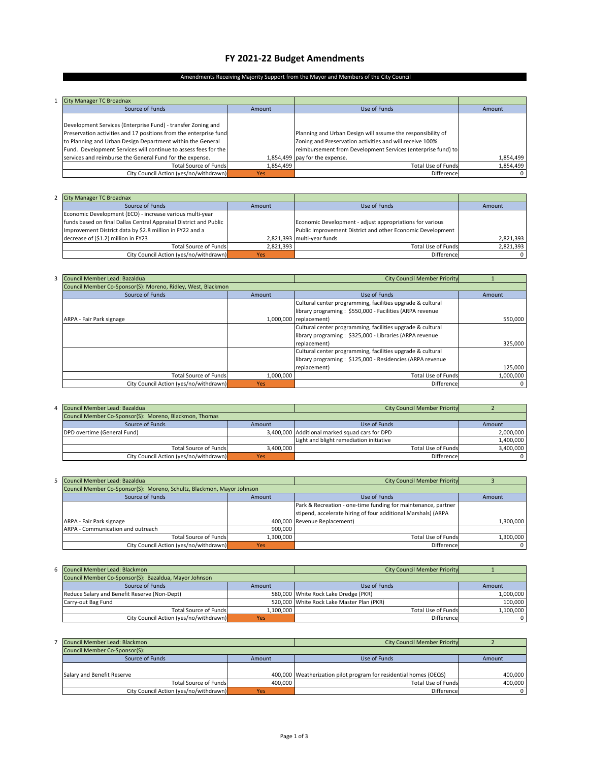# FY 2021-22 Budget Amendments

Amendments Receiving Majority Support from the Mayor and Members of the City Council

**1**

| City Manager TC Broadnax | | | |
|---|---|---|---|
| Source of Funds | Amount | Use of Funds | Amount |
| Development Services (Enterprise Fund) - transfer Zoning and Preservation activities and 17 positions from the enterprise fund to Planning and Urban Design Department within the General Fund. Development Services will continue to assess fees for the services and reimburse the General Fund for the expense. | 1,854,499 | Planning and Urban Design will assume the responsibility of Zoning and Preservation activities and will receive 100% reimbursement from Development Services (enterprise fund) to pay for the expense. | 1,854,499 |
| Total Source of Funds | 1,854,499 | Total Use of Funds | 1,854,499 |
| City Council Action (yes/no/withdrawn) | Yes | Difference | 0 |

**2**

| City Manager TC Broadnax | | | |
|---|---|---|---|
| Source of Funds | Amount | Use of Funds | Amount |
| Economic Development (ECO) - increase various multi-year funds based on final Dallas Central Appraisal District and Public Improvement District data by $2.8 million in FY22 and a decrease of ($1.2) million in FY23 | 2,821,393 | Economic Development - adjust appropriations for various Public Improvement District and other Economic Development multi-year funds | 2,821,393 |
| Total Source of Funds | 2,821,393 | Total Use of Funds | 2,821,393 |
| City Council Action (yes/no/withdrawn) | Yes | Difference | 0 |

**3**

| Council Member Lead: Bazaldua | | City Council Member Priority | 1 |
|---|---|---|---|
| Council Member Co-Sponsor(S): Moreno, Ridley, West, Blackmon | | | |
| Source of Funds | Amount | Use of Funds | Amount |
| ARPA - Fair Park signage | 1,000,000 | Cultural center programming, facilities upgrade & cultural library programing : $550,000 - Facilities (ARPA revenue replacement) | 550,000 |
| | | Cultural center programming, facilities upgrade & cultural library programing : $325,000 - Libraries (ARPA revenue replacement) | 325,000 |
| | | Cultural center programming, facilities upgrade & cultural library programing : $125,000 - Residencies (ARPA revenue replacement) | 125,000 |
| Total Source of Funds | 1,000,000 | Total Use of Funds | 1,000,000 |
| City Council Action (yes/no/withdrawn) | Yes | Difference | 0 |

**4**

| Council Member Lead: Bazaldua | | City Council Member Priority | 2 |
|---|---|---|---|
| Council Member Co-Sponsor(S): Moreno, Blackmon, Thomas | | | |
| Source of Funds | Amount | Use of Funds | Amount |
| DPD overtime (General Fund) | 3,400,000 | Additional marked squad cars for DPD | 2,000,000 |
| | | Light and blight remediation initiative | 1,400,000 |
| Total Source of Funds | 3,400,000 | Total Use of Funds | 3,400,000 |
| City Council Action (yes/no/withdrawn) | Yes | Difference | 0 |

**5**

| Council Member Lead: Bazaldua | | City Council Member Priority | 3 |
|---|---|---|---|
| Council Member Co-Sponsor(S): Moreno, Schultz, Blackmon, Mayor Johnson | | | |
| Source of Funds | Amount | Use of Funds | Amount |
| ARPA - Fair Park signage | 400,000 | Park & Recreation - one-time funding for maintenance, partner stipend, accelerate hiring of four additional Marshals) (ARPA Revenue Replacement) | 1,300,000 |
| ARPA - Communication and outreach | 900,000 | | |
| Total Source of Funds | 1,300,000 | Total Use of Funds | 1,300,000 |
| City Council Action (yes/no/withdrawn) | Yes | Difference | 0 |

**6**

| Council Member Lead: Blackmon | | City Council Member Priority | 1 |
|---|---|---|---|
| Council Member Co-Sponsor(S): Bazaldua, Mayor Johnson | | | |
| Source of Funds | Amount | Use of Funds | Amount |
| Reduce Salary and Benefit Reserve (Non-Dept) | 580,000 | White Rock Lake Dredge (PKR) | 1,000,000 |
| Carry-out Bag Fund | 520,000 | White Rock Lake Master Plan (PKR) | 100,000 |
| Total Source of Funds | 1,100,000 | Total Use of Funds | 1,100,000 |
| City Council Action (yes/no/withdrawn) | Yes | Difference | 0 |

**7**

| Council Member Lead: Blackmon | | City Council Member Priority | 2 |
|---|---|---|---|
| Council Member Co-Sponsor(S): | | | |
| Source of Funds | Amount | Use of Funds | Amount |
| Salary and Benefit Reserve | 400,000 | Weatherization pilot program for residential homes (OEQS) | 400,000 |
| Total Source of Funds | 400,000 | Total Use of Funds | 400,000 |
| City Council Action (yes/no/withdrawn) | Yes | Difference | 0 |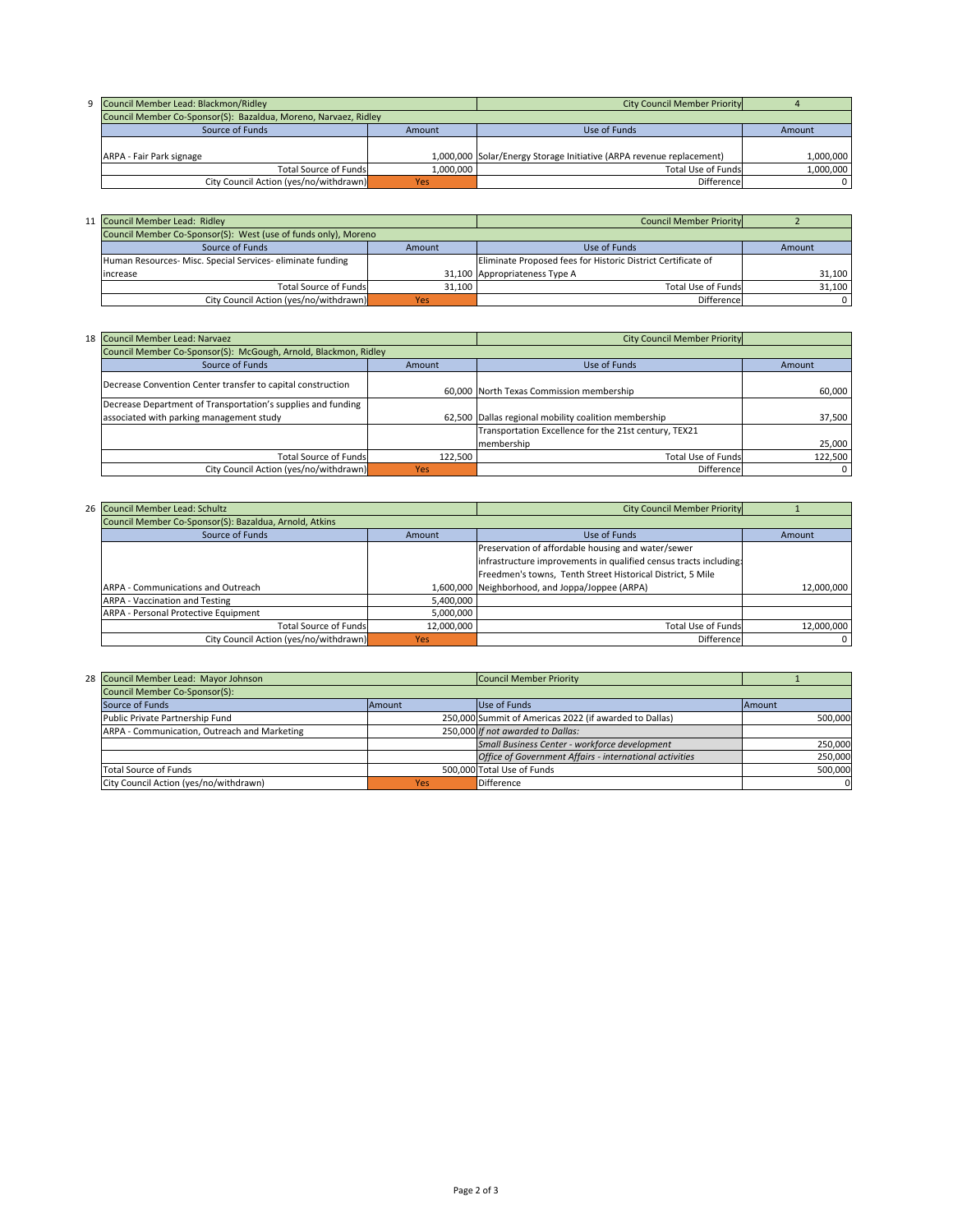| 9 | Council Member Lead: Blackmon/Ridley | | City Council Member Priority | 4 |
|---|---|---|---|---|
| | Council Member Co-Sponsor(S): Bazaldua, Moreno, Narvaez, Ridley | | | |
| | Source of Funds | Amount | Use of Funds | Amount |
| | ARPA - Fair Park signage | 1,000,000 | Solar/Energy Storage Initiative (ARPA revenue replacement) | 1,000,000 |
| | Total Source of Funds | 1,000,000 | Total Use of Funds | 1,000,000 |
| | City Council Action (yes/no/withdrawn) | Yes | Difference | 0 |

| 11 | Council Member Lead: Ridley | | Council Member Priority | 2 |
|---|---|---|---|---|
| | Council Member Co-Sponsor(S): West (use of funds only), Moreno | | | |
| | Source of Funds | Amount | Use of Funds | Amount |
| | Human Resources- Misc. Special Services- eliminate funding increase | 31,100 | Eliminate Proposed fees for Historic District Certificate of Appropriateness Type A | 31,100 |
| | Total Source of Funds | 31,100 | Total Use of Funds | 31,100 |
| | City Council Action (yes/no/withdrawn) | Yes | Difference | 0 |

| 18 | Council Member Lead: Narvaez | | City Council Member Priority | |
|---|---|---|---|---|
| | Council Member Co-Sponsor(S): McGough, Arnold, Blackmon, Ridley | | | |
| | Source of Funds | Amount | Use of Funds | Amount |
| | Decrease Convention Center transfer to capital construction | 60,000 | North Texas Commission membership | 60,000 |
| | Decrease Department of Transportation's supplies and funding associated with parking management study | 62,500 | Dallas regional mobility coalition membership | 37,500 |
| | | | Transportation Excellence for the 21st century, TEX21 membership | 25,000 |
| | Total Source of Funds | 122,500 | Total Use of Funds | 122,500 |
| | City Council Action (yes/no/withdrawn) | Yes | Difference | 0 |

| 26 | Council Member Lead: Schultz | | City Council Member Priority | 1 |
|---|---|---|---|---|
| | Council Member Co-Sponsor(S): Bazaldua, Arnold, Atkins | | | |
| | Source of Funds | Amount | Use of Funds | Amount |
| | ARPA - Communications and Outreach | 1,600,000 | Preservation of affordable housing and water/sewer infrastructure improvements in qualified census tracts including: Freedmen's towns, Tenth Street Historical District, 5 Mile Neighborhood, and Joppa/Joppee (ARPA) | 12,000,000 |
| | ARPA - Vaccination and Testing | 5,400,000 | | |
| | ARPA - Personal Protective Equipment | 5,000,000 | | |
| | Total Source of Funds | 12,000,000 | Total Use of Funds | 12,000,000 |
| | City Council Action (yes/no/withdrawn) | Yes | Difference | 0 |

| 28 | Council Member Lead: Mayor Johnson | | Council Member Priority | 1 |
|---|---|---|---|---|
| | Council Member Co-Sponsor(S): | | | |
| | Source of Funds | Amount | Use of Funds | Amount |
| | Public Private Partnership Fund | 250,000 | Summit of Americas 2022 (if awarded to Dallas) | 500,000 |
| | ARPA - Communication, Outreach and Marketing | 250,000 | *If not awarded to Dallas:* | |
| | | | *Small Business Center - workforce development* | 250,000 |
| | | | *Office of Government Affairs - international activities* | 250,000 |
| | Total Source of Funds | 500,000 | Total Use of Funds | 500,000 |
| | City Council Action (yes/no/withdrawn) | Yes | Difference | 0 |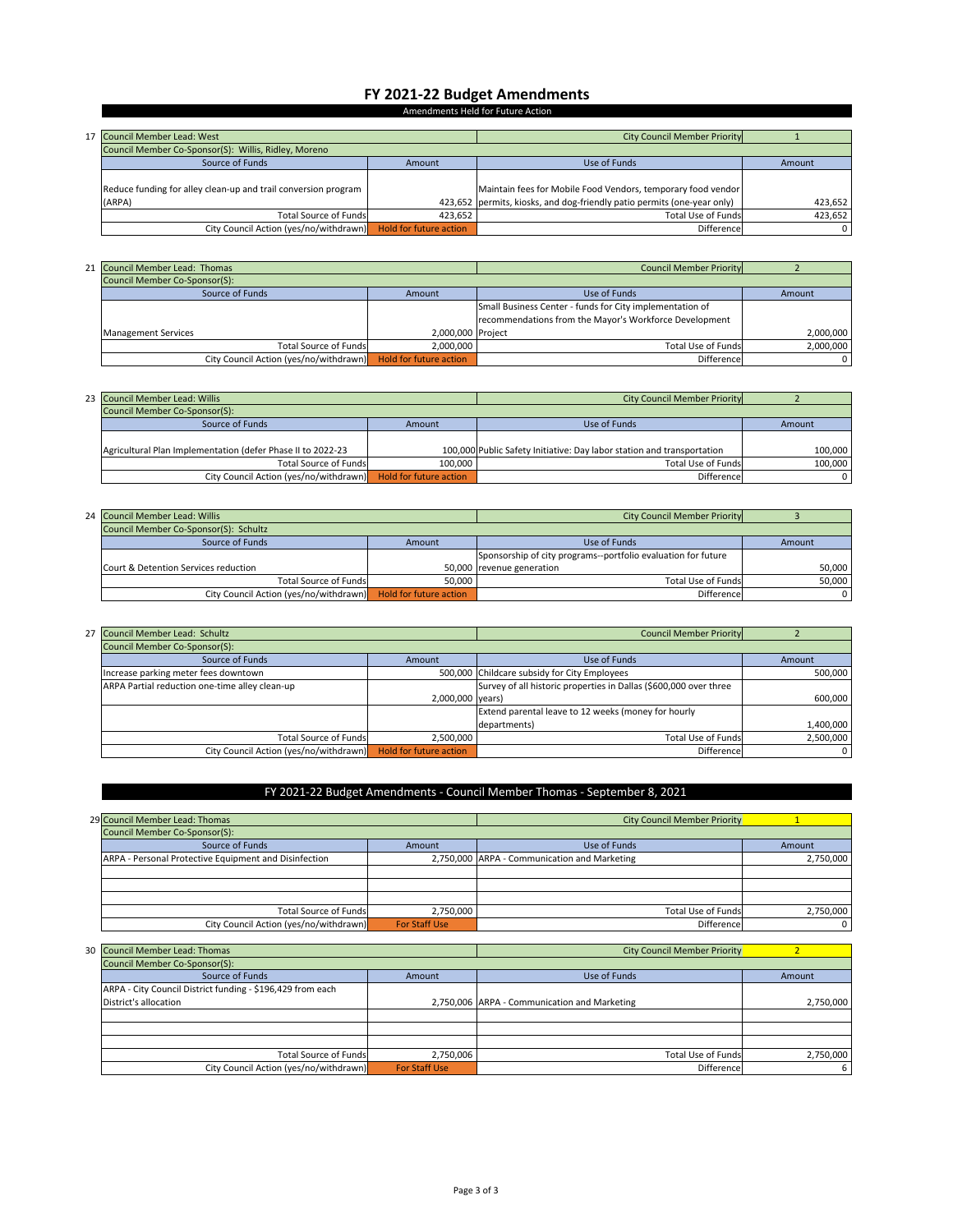# FY 2021-22 Budget Amendments

## Amendments Held for Future Action

| 17 | Council Member Lead: West | | City Council Member Priority | 1 |
|---|---|---|---|---|
| | Council Member Co-Sponsor(S): Willis, Ridley, Moreno | | | |
| | Source of Funds | Amount | Use of Funds | Amount |
| | Reduce funding for alley clean-up and trail conversion program (ARPA) | 423,652 | Maintain fees for Mobile Food Vendors, temporary food vendor permits, kiosks, and dog-friendly patio permits (one-year only) | 423,652 |
| | Total Source of Funds | 423,652 | Total Use of Funds | 423,652 |
| | City Council Action (yes/no/withdrawn) | Hold for future action | Difference | 0 |

| 21 | Council Member Lead: Thomas | | Council Member Priority | 2 |
|---|---|---|---|---|
| | Council Member Co-Sponsor(S): | | | |
| | Source of Funds | Amount | Use of Funds | Amount |
| | Management Services | 2,000,000 | Small Business Center - funds for City implementation of recommendations from the Mayor's Workforce Development Project | 2,000,000 |
| | Total Source of Funds | 2,000,000 | Total Use of Funds | 2,000,000 |
| | City Council Action (yes/no/withdrawn) | Hold for future action | Difference | 0 |

| 23 | Council Member Lead: Willis | | City Council Member Priority | 2 |
|---|---|---|---|---|
| | Council Member Co-Sponsor(S): | | | |
| | Source of Funds | Amount | Use of Funds | Amount |
| | Agricultural Plan Implementation (defer Phase II to 2022-23 | 100,000 | Public Safety Initiative: Day labor station and transportation | 100,000 |
| | Total Source of Funds | 100,000 | Total Use of Funds | 100,000 |
| | City Council Action (yes/no/withdrawn) | Hold for future action | Difference | 0 |

| 24 | Council Member Lead: Willis | | City Council Member Priority | 3 |
|---|---|---|---|---|
| | Council Member Co-Sponsor(S): Schultz | | | |
| | Source of Funds | Amount | Use of Funds | Amount |
| | Court & Detention Services reduction | 50,000 | Sponsorship of city programs--portfolio evaluation for future revenue generation | 50,000 |
| | Total Source of Funds | 50,000 | Total Use of Funds | 50,000 |
| | City Council Action (yes/no/withdrawn) | Hold for future action | Difference | 0 |

| 27 | Council Member Lead: Schultz | | Council Member Priority | 2 |
|---|---|---|---|---|
| | Council Member Co-Sponsor(S): | | | |
| | Source of Funds | Amount | Use of Funds | Amount |
| | Increase parking meter fees downtown | 500,000 | Childcare subsidy for City Employees | 500,000 |
| | ARPA Partial reduction one-time alley clean-up | 2,000,000 | Survey of all historic properties in Dallas ($600,000 over three years) | 600,000 |
| | | | Extend parental leave to 12 weeks (money for hourly departments) | 1,400,000 |
| | Total Source of Funds | 2,500,000 | Total Use of Funds | 2,500,000 |
| | City Council Action (yes/no/withdrawn) | Hold for future action | Difference | 0 |

## FY 2021-22 Budget Amendments - Council Member Thomas - September 8, 2021

| 29 | Council Member Lead: Thomas | | City Council Member Priority | 1 |
|---|---|---|---|---|
| | Council Member Co-Sponsor(S): | | | |
| | Source of Funds | Amount | Use of Funds | Amount |
| | ARPA - Personal Protective Equipment and Disinfection | 2,750,000 | ARPA - Communication and Marketing | 2,750,000 |
| | | | | |
| | | | | |
| | | | | |
| | Total Source of Funds | 2,750,000 | Total Use of Funds | 2,750,000 |
| | City Council Action (yes/no/withdrawn) | For Staff Use | Difference | 0 |

| 30 | Council Member Lead: Thomas | | City Council Member Priority | 2 |
|---|---|---|---|---|
| | Council Member Co-Sponsor(S): | | | |
| | Source of Funds | Amount | Use of Funds | Amount |
| | ARPA - City Council District funding - $196,429 from each District's allocation | 2,750,006 | ARPA - Communication and Marketing | 2,750,000 |
| | | | | |
| | | | | |
| | | | | |
| | Total Source of Funds | 2,750,006 | Total Use of Funds | 2,750,000 |
| | City Council Action (yes/no/withdrawn) | For Staff Use | Difference | 6 |